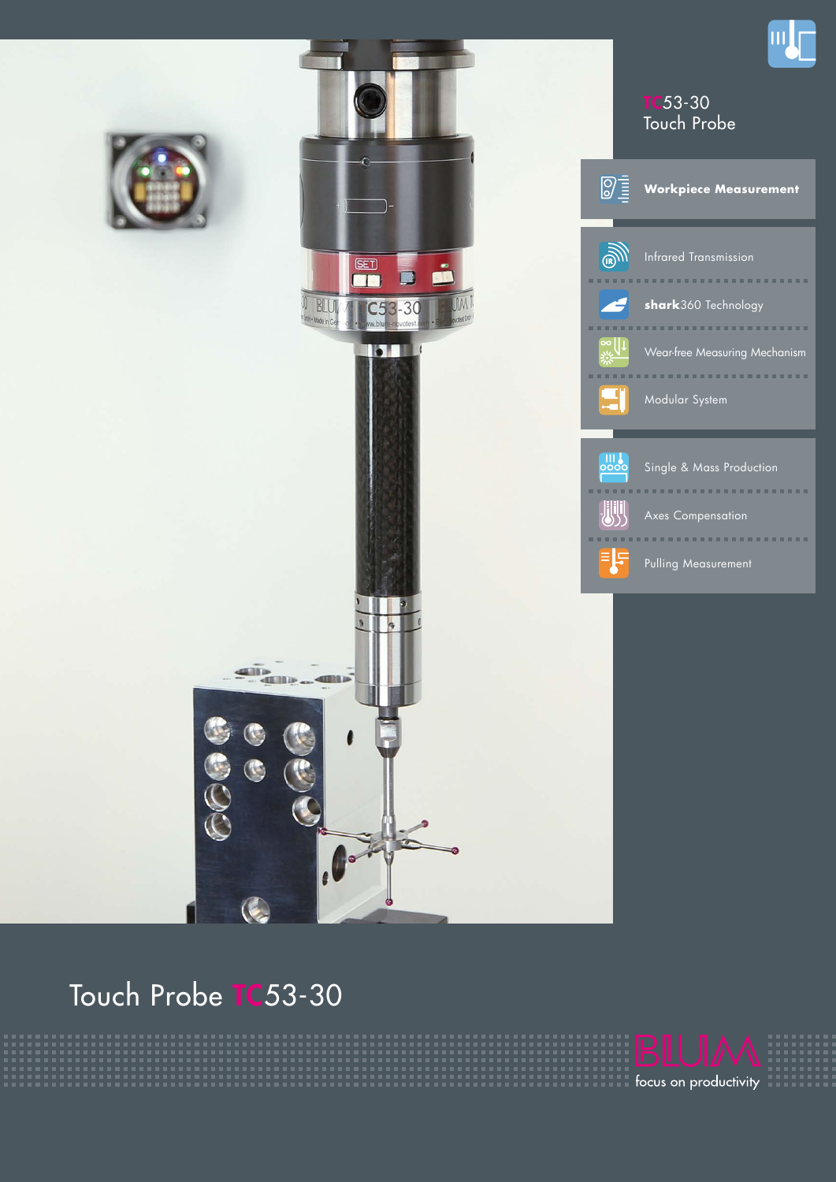# TC53-30 Touch Probe

**Workpiece Measurement**

- Infrared Transmission
- **shark**360 Technology
- Wear-free Measuring Mechanism
- Modular System

- Single & Mass Production
- Axes Compensation
- Pulling Measurement

## Touch Probe TC53-30

BLUM

focus on productivity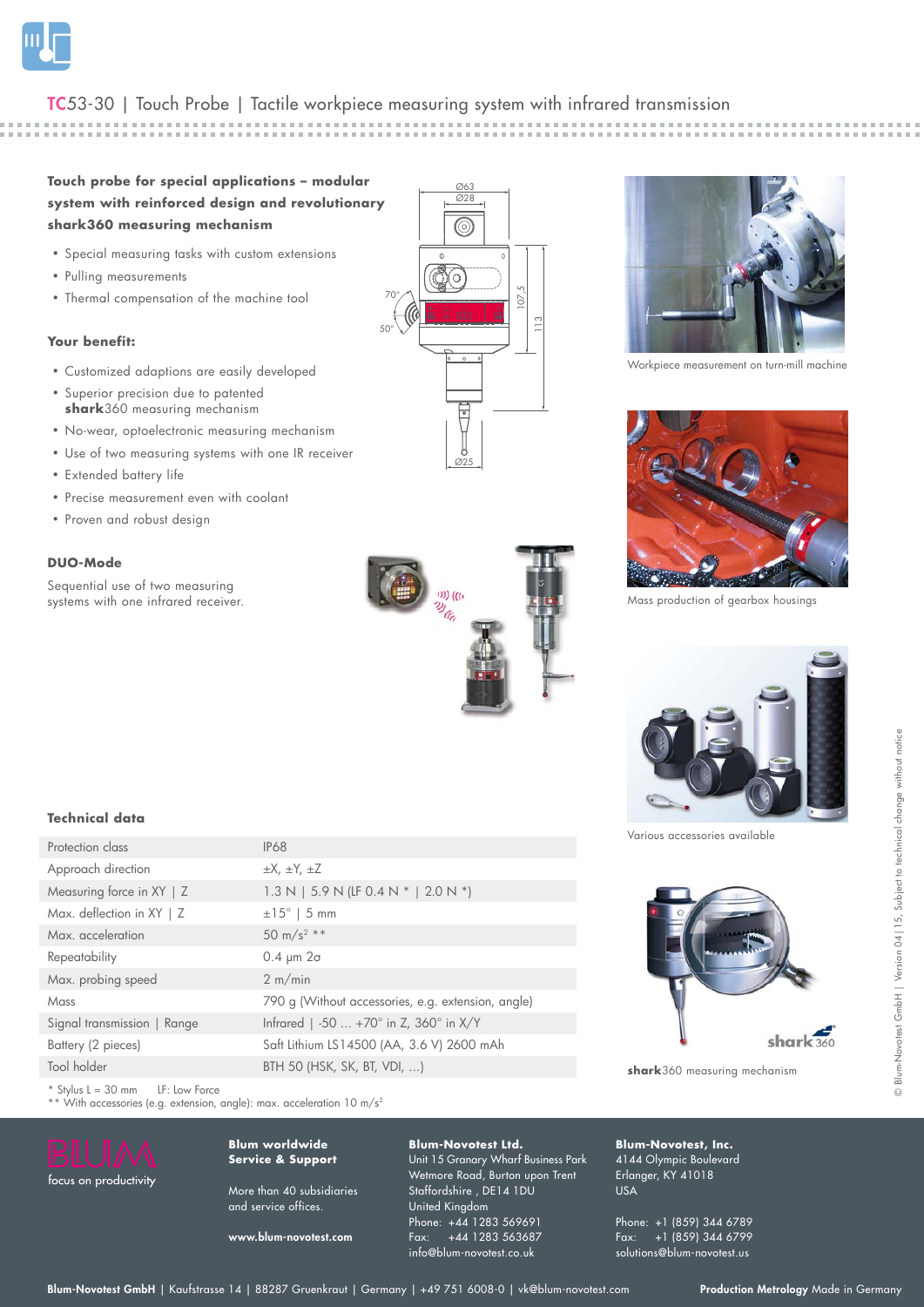# TC53-30 | Touch Probe | Tactile workpiece measuring system with infrared transmission

**Touch probe for special applications – modular system with reinforced design and revolutionary shark360 measuring mechanism**

- Special measuring tasks with custom extensions
- Pulling measurements
- Thermal compensation of the machine tool

### Your benefit:

- Customized adaptions are easily developed
- Superior precision due to patented **shark**360 measuring mechanism
- No-wear, optoelectronic measuring mechanism
- Use of two measuring systems with one IR receiver
- Extended battery life
- Precise measurement even with coolant
- Proven and robust design

Ø63
Ø28
70°
50°
107,5
113
Ø25

### DUO-Mode

Sequential use of two measuring systems with one infrared receiver.

Workpiece measurement on turn-mill machine

Mass production of gearbox housings

Various accessories available

**shark**360 measuring mechanism

### Technical data

| | |
|---|---|
| Protection class | IP68 |
| Approach direction | ±X, ±Y, ±Z |
| Measuring force in XY \| Z | 1.3 N \| 5.9 N (LF 0.4 N * \| 2.0 N *) |
| Max. deflection in XY \| Z | ±15° \| 5 mm |
| Max. acceleration | 50 m/s² ** |
| Repeatability | 0.4 µm 2σ |
| Max. probing speed | 2 m/min |
| Mass | 790 g (Without accessories, e.g. extension, angle) |
| Signal transmission \| Range | Infrared \| -50 ... +70° in Z, 360° in X/Y |
| Battery (2 pieces) | Saft Lithium LS14500 (AA, 3.6 V) 2600 mAh |
| Tool holder | BTH 50 (HSK, SK, BT, VDI, ...) |

\* Stylus L = 30 mm    LF: Low Force
\*\* With accessories (e.g. extension, angle): max. acceleration 10 m/s²

© Blum-Novotest GmbH | Version 04 | 15, Subject to technical change without notice

BLUM
focus on productivity

**Blum worldwide Service & Support**

More than 40 subsidiaries and service offices.

**www.blum-novotest.com**

**Blum-Novotest Ltd.**
Unit 15 Granary Wharf Business Park
Wetmore Road, Burton upon Trent
Staffordshire , DE14 1DU
United Kingdom
Phone: +44 1283 569691
Fax: +44 1283 563687
info@blum-novotest.co.uk

**Blum-Novotest, Inc.**
4144 Olympic Boulevard
Erlanger, KY 41018
USA

Phone: +1 (859) 344 6789
Fax: +1 (859) 344 6799
solutions@blum-novotest.us

**Blum-Novotest GmbH** | Kaufstrasse 14 | 88287 Gruenkraut | Germany | +49 751 6008-0 | vk@blum-novotest.com

**Production Metrology** Made in Germany